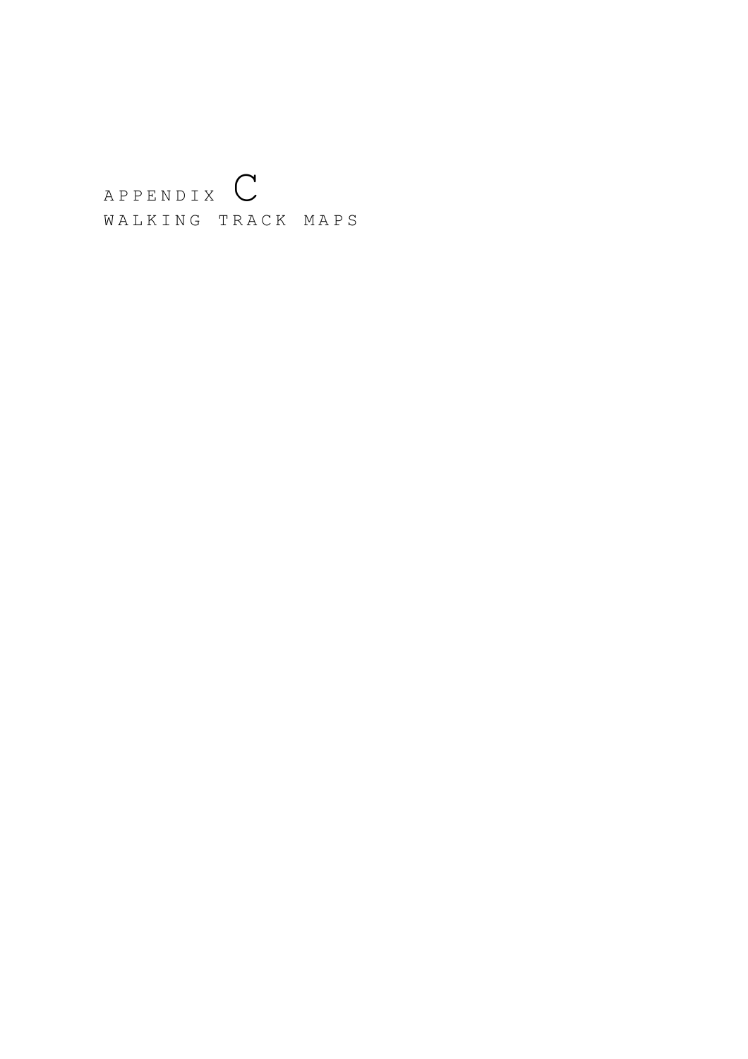# APPENDIX C
## WALKING TRACK MAPS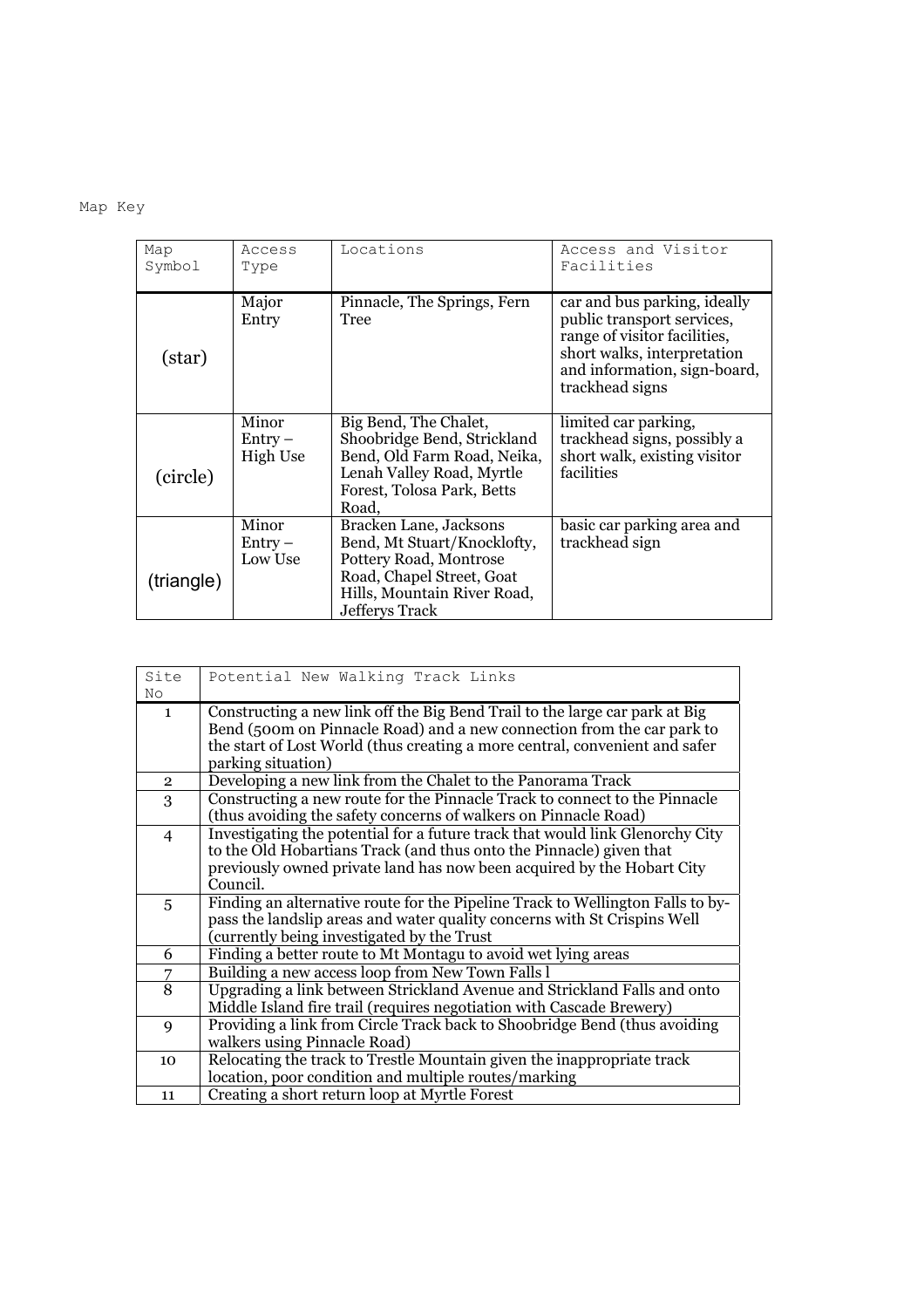Map Key

| Map Symbol | Access Type | Locations | Access and Visitor Facilities |
|---|---|---|---|
| (star) | Major Entry | Pinnacle, The Springs, Fern Tree | car and bus parking, ideally public transport services, range of visitor facilities, short walks, interpretation and information, sign-board, trackhead signs |
| (circle) | Minor Entry – High Use | Big Bend, The Chalet, Shoobridge Bend, Strickland Bend, Old Farm Road, Neika, Lenah Valley Road, Myrtle Forest, Tolosa Park, Betts Road, | limited car parking, trackhead signs, possibly a short walk, existing visitor facilities |
| (triangle) | Minor Entry – Low Use | Bracken Lane, Jacksons Bend, Mt Stuart/Knocklofty, Pottery Road, Montrose Road, Chapel Street, Goat Hills, Mountain River Road, Jefferys Track | basic car parking area and trackhead sign |

| Site No | Potential New Walking Track Links |
|---|---|
| 1 | Constructing a new link off the Big Bend Trail to the large car park at Big Bend (500m on Pinnacle Road) and a new connection from the car park to the start of Lost World (thus creating a more central, convenient and safer parking situation) |
| 2 | Developing a new link from the Chalet to the Panorama Track |
| 3 | Constructing a new route for the Pinnacle Track to connect to the Pinnacle (thus avoiding the safety concerns of walkers on Pinnacle Road) |
| 4 | Investigating the potential for a future track that would link Glenorchy City to the Old Hobartians Track (and thus onto the Pinnacle) given that previously owned private land has now been acquired by the Hobart City Council. |
| 5 | Finding an alternative route for the Pipeline Track to Wellington Falls to by-pass the landslip areas and water quality concerns with St Crispins Well (currently being investigated by the Trust |
| 6 | Finding a better route to Mt Montagu to avoid wet lying areas |
| 7 | Building a new access loop from New Town Falls l |
| 8 | Upgrading a link between Strickland Avenue and Strickland Falls and onto Middle Island fire trail (requires negotiation with Cascade Brewery) |
| 9 | Providing a link from Circle Track back to Shoobridge Bend (thus avoiding walkers using Pinnacle Road) |
| 10 | Relocating the track to Trestle Mountain given the inappropriate track location, poor condition and multiple routes/marking |
| 11 | Creating a short return loop at Myrtle Forest |